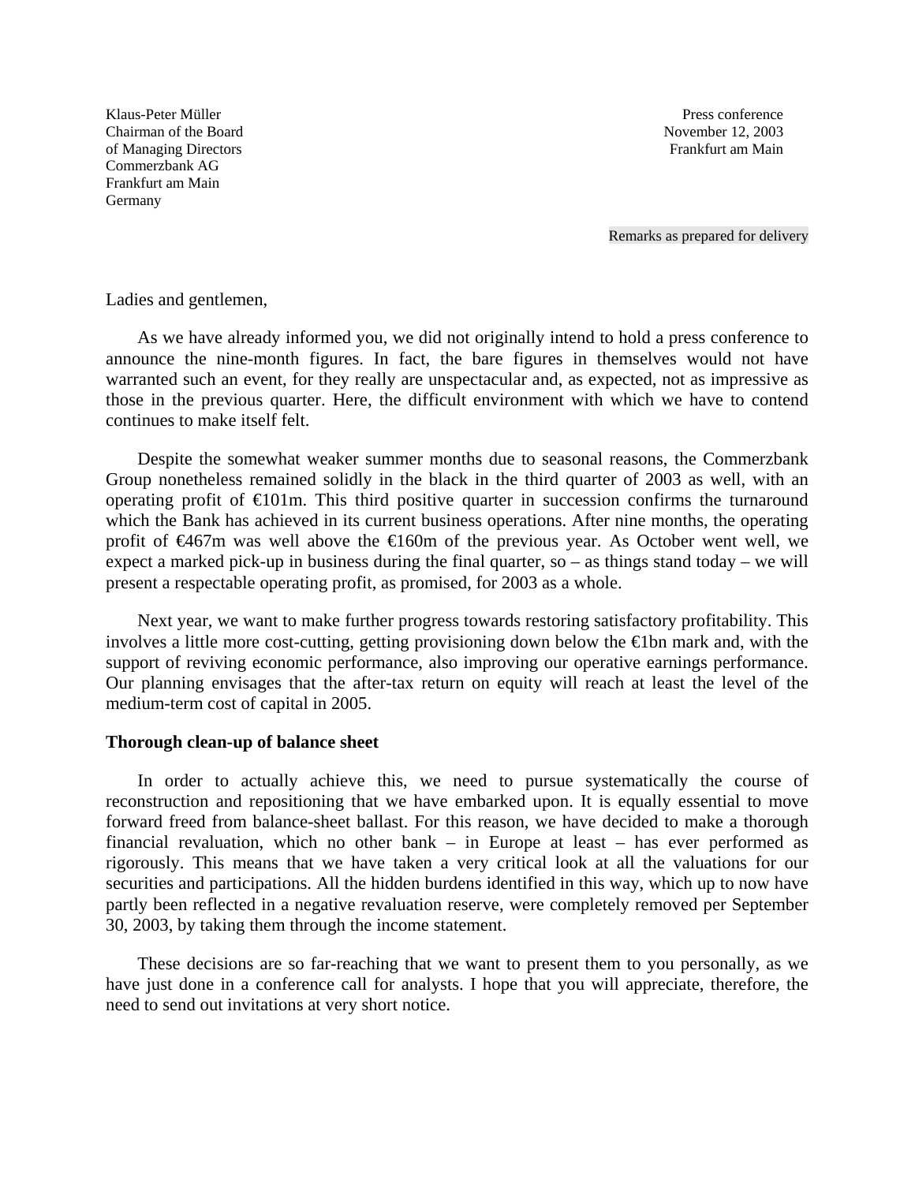Klaus-Peter Müller
Chairman of the Board
of Managing Directors
Commerzbank AG
Frankfurt am Main
Germany

Press conference
November 12, 2003
Frankfurt am Main

Remarks as prepared for delivery

Ladies and gentlemen,

As we have already informed you, we did not originally intend to hold a press conference to announce the nine-month figures. In fact, the bare figures in themselves would not have warranted such an event, for they really are unspectacular and, as expected, not as impressive as those in the previous quarter. Here, the difficult environment with which we have to contend continues to make itself felt.

Despite the somewhat weaker summer months due to seasonal reasons, the Commerzbank Group nonetheless remained solidly in the black in the third quarter of 2003 as well, with an operating profit of €101m. This third positive quarter in succession confirms the turnaround which the Bank has achieved in its current business operations. After nine months, the operating profit of €467m was well above the €160m of the previous year. As October went well, we expect a marked pick-up in business during the final quarter, so – as things stand today – we will present a respectable operating profit, as promised, for 2003 as a whole.

Next year, we want to make further progress towards restoring satisfactory profitability. This involves a little more cost-cutting, getting provisioning down below the €1bn mark and, with the support of reviving economic performance, also improving our operative earnings performance. Our planning envisages that the after-tax return on equity will reach at least the level of the medium-term cost of capital in 2005.

**Thorough clean-up of balance sheet**

In order to actually achieve this, we need to pursue systematically the course of reconstruction and repositioning that we have embarked upon. It is equally essential to move forward freed from balance-sheet ballast. For this reason, we have decided to make a thorough financial revaluation, which no other bank – in Europe at least – has ever performed as rigorously. This means that we have taken a very critical look at all the valuations for our securities and participations. All the hidden burdens identified in this way, which up to now have partly been reflected in a negative revaluation reserve, were completely removed per September 30, 2003, by taking them through the income statement.

These decisions are so far-reaching that we want to present them to you personally, as we have just done in a conference call for analysts. I hope that you will appreciate, therefore, the need to send out invitations at very short notice.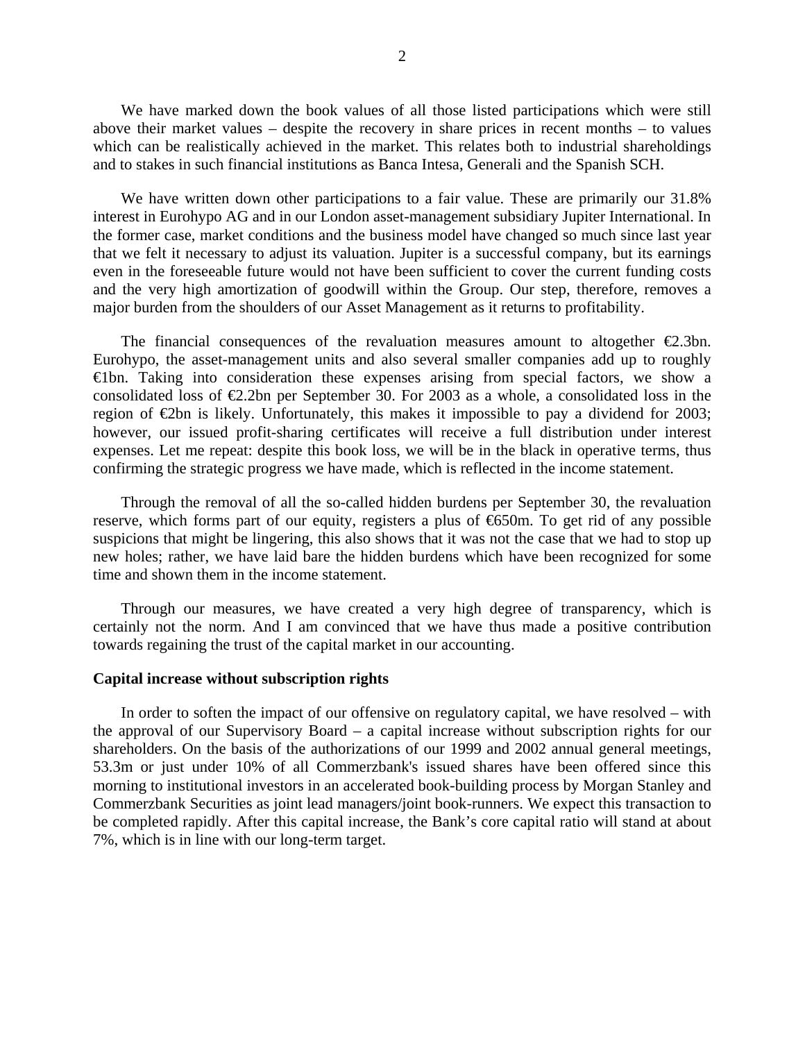We have marked down the book values of all those listed participations which were still above their market values – despite the recovery in share prices in recent months – to values which can be realistically achieved in the market. This relates both to industrial shareholdings and to stakes in such financial institutions as Banca Intesa, Generali and the Spanish SCH.

We have written down other participations to a fair value. These are primarily our 31.8% interest in Eurohypo AG and in our London asset-management subsidiary Jupiter International. In the former case, market conditions and the business model have changed so much since last year that we felt it necessary to adjust its valuation. Jupiter is a successful company, but its earnings even in the foreseeable future would not have been sufficient to cover the current funding costs and the very high amortization of goodwill within the Group. Our step, therefore, removes a major burden from the shoulders of our Asset Management as it returns to profitability.

The financial consequences of the revaluation measures amount to altogether €2.3bn. Eurohypo, the asset-management units and also several smaller companies add up to roughly €1bn. Taking into consideration these expenses arising from special factors, we show a consolidated loss of €2.2bn per September 30. For 2003 as a whole, a consolidated loss in the region of €2bn is likely. Unfortunately, this makes it impossible to pay a dividend for 2003; however, our issued profit-sharing certificates will receive a full distribution under interest expenses. Let me repeat: despite this book loss, we will be in the black in operative terms, thus confirming the strategic progress we have made, which is reflected in the income statement.

Through the removal of all the so-called hidden burdens per September 30, the revaluation reserve, which forms part of our equity, registers a plus of €650m. To get rid of any possible suspicions that might be lingering, this also shows that it was not the case that we had to stop up new holes; rather, we have laid bare the hidden burdens which have been recognized for some time and shown them in the income statement.

Through our measures, we have created a very high degree of transparency, which is certainly not the norm. And I am convinced that we have thus made a positive contribution towards regaining the trust of the capital market in our accounting.

**Capital increase without subscription rights**

In order to soften the impact of our offensive on regulatory capital, we have resolved – with the approval of our Supervisory Board – a capital increase without subscription rights for our shareholders. On the basis of the authorizations of our 1999 and 2002 annual general meetings, 53.3m or just under 10% of all Commerzbank's issued shares have been offered since this morning to institutional investors in an accelerated book-building process by Morgan Stanley and Commerzbank Securities as joint lead managers/joint book-runners. We expect this transaction to be completed rapidly. After this capital increase, the Bank's core capital ratio will stand at about 7%, which is in line with our long-term target.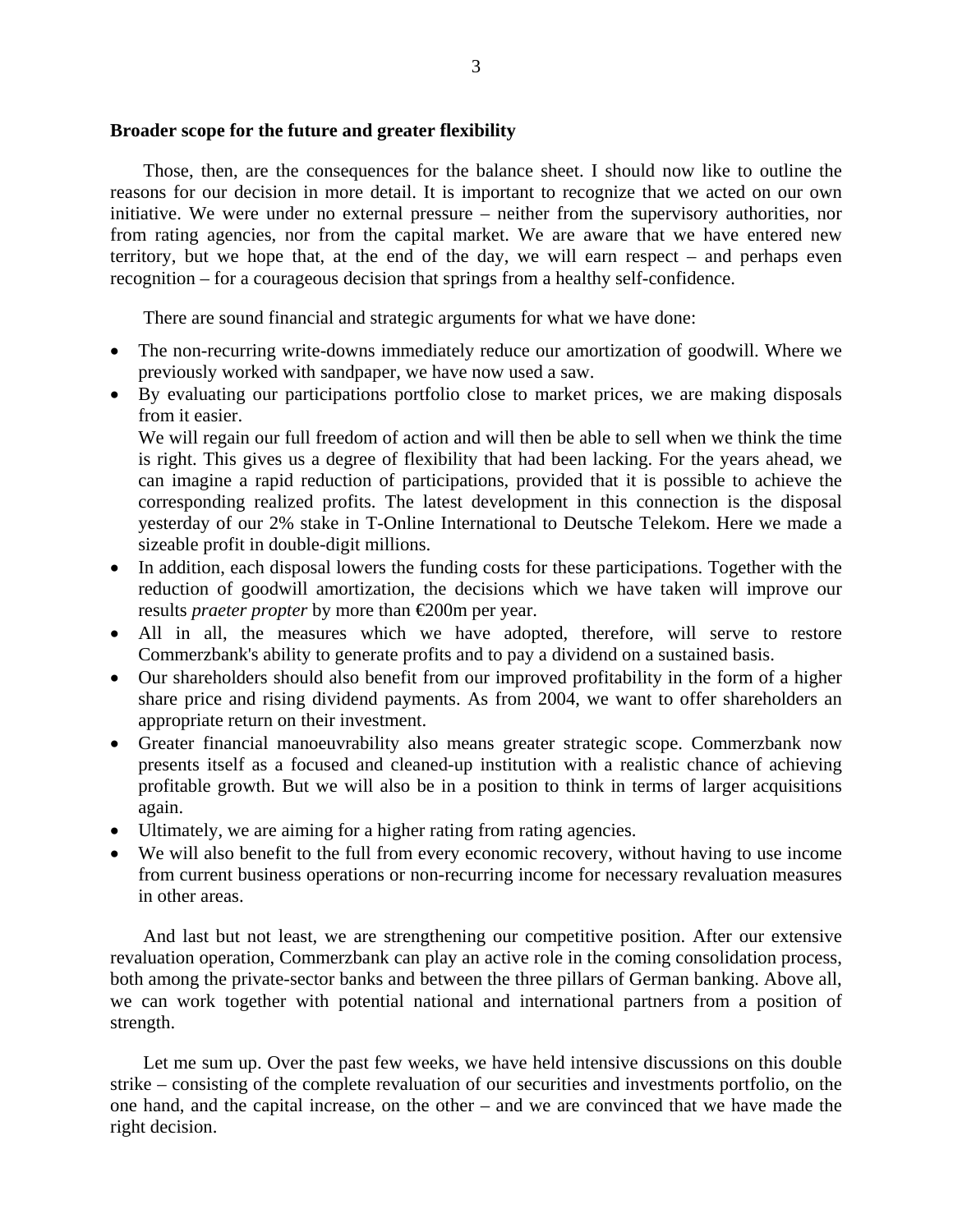**Broader scope for the future and greater flexibility**

Those, then, are the consequences for the balance sheet. I should now like to outline the reasons for our decision in more detail. It is important to recognize that we acted on our own initiative. We were under no external pressure – neither from the supervisory authorities, nor from rating agencies, nor from the capital market. We are aware that we have entered new territory, but we hope that, at the end of the day, we will earn respect – and perhaps even recognition – for a courageous decision that springs from a healthy self-confidence.

There are sound financial and strategic arguments for what we have done:

- The non-recurring write-downs immediately reduce our amortization of goodwill. Where we previously worked with sandpaper, we have now used a saw.
- By evaluating our participations portfolio close to market prices, we are making disposals from it easier.
  We will regain our full freedom of action and will then be able to sell when we think the time is right. This gives us a degree of flexibility that had been lacking. For the years ahead, we can imagine a rapid reduction of participations, provided that it is possible to achieve the corresponding realized profits. The latest development in this connection is the disposal yesterday of our 2% stake in T-Online International to Deutsche Telekom. Here we made a sizeable profit in double-digit millions.
- In addition, each disposal lowers the funding costs for these participations. Together with the reduction of goodwill amortization, the decisions which we have taken will improve our results *praeter propter* by more than €200m per year.
- All in all, the measures which we have adopted, therefore, will serve to restore Commerzbank's ability to generate profits and to pay a dividend on a sustained basis.
- Our shareholders should also benefit from our improved profitability in the form of a higher share price and rising dividend payments. As from 2004, we want to offer shareholders an appropriate return on their investment.
- Greater financial manoeuvrability also means greater strategic scope. Commerzbank now presents itself as a focused and cleaned-up institution with a realistic chance of achieving profitable growth. But we will also be in a position to think in terms of larger acquisitions again.
- Ultimately, we are aiming for a higher rating from rating agencies.
- We will also benefit to the full from every economic recovery, without having to use income from current business operations or non-recurring income for necessary revaluation measures in other areas.

And last but not least, we are strengthening our competitive position. After our extensive revaluation operation, Commerzbank can play an active role in the coming consolidation process, both among the private-sector banks and between the three pillars of German banking. Above all, we can work together with potential national and international partners from a position of strength.

Let me sum up. Over the past few weeks, we have held intensive discussions on this double strike – consisting of the complete revaluation of our securities and investments portfolio, on the one hand, and the capital increase, on the other – and we are convinced that we have made the right decision.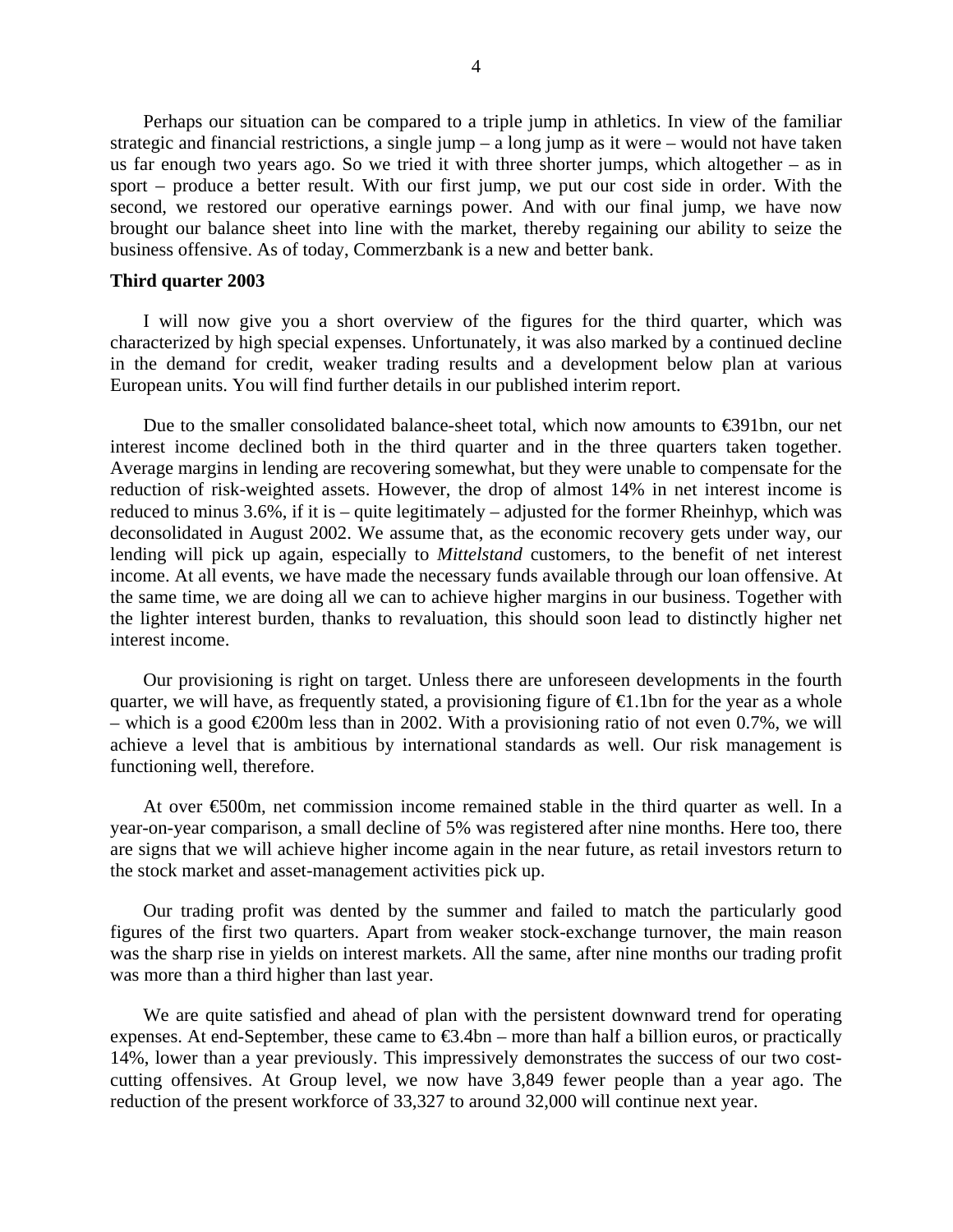Perhaps our situation can be compared to a triple jump in athletics. In view of the familiar strategic and financial restrictions, a single jump – a long jump as it were – would not have taken us far enough two years ago. So we tried it with three shorter jumps, which altogether – as in sport – produce a better result. With our first jump, we put our cost side in order. With the second, we restored our operative earnings power. And with our final jump, we have now brought our balance sheet into line with the market, thereby regaining our ability to seize the business offensive. As of today, Commerzbank is a new and better bank.

**Third quarter 2003**

I will now give you a short overview of the figures for the third quarter, which was characterized by high special expenses. Unfortunately, it was also marked by a continued decline in the demand for credit, weaker trading results and a development below plan at various European units. You will find further details in our published interim report.

Due to the smaller consolidated balance-sheet total, which now amounts to €391bn, our net interest income declined both in the third quarter and in the three quarters taken together. Average margins in lending are recovering somewhat, but they were unable to compensate for the reduction of risk-weighted assets. However, the drop of almost 14% in net interest income is reduced to minus 3.6%, if it is – quite legitimately – adjusted for the former Rheinhyp, which was deconsolidated in August 2002. We assume that, as the economic recovery gets under way, our lending will pick up again, especially to *Mittelstand* customers, to the benefit of net interest income. At all events, we have made the necessary funds available through our loan offensive. At the same time, we are doing all we can to achieve higher margins in our business. Together with the lighter interest burden, thanks to revaluation, this should soon lead to distinctly higher net interest income.

Our provisioning is right on target. Unless there are unforeseen developments in the fourth quarter, we will have, as frequently stated, a provisioning figure of €1.1bn for the year as a whole – which is a good €200m less than in 2002. With a provisioning ratio of not even 0.7%, we will achieve a level that is ambitious by international standards as well. Our risk management is functioning well, therefore.

At over €500m, net commission income remained stable in the third quarter as well. In a year-on-year comparison, a small decline of 5% was registered after nine months. Here too, there are signs that we will achieve higher income again in the near future, as retail investors return to the stock market and asset-management activities pick up.

Our trading profit was dented by the summer and failed to match the particularly good figures of the first two quarters. Apart from weaker stock-exchange turnover, the main reason was the sharp rise in yields on interest markets. All the same, after nine months our trading profit was more than a third higher than last year.

We are quite satisfied and ahead of plan with the persistent downward trend for operating expenses. At end-September, these came to €3.4bn – more than half a billion euros, or practically 14%, lower than a year previously. This impressively demonstrates the success of our two cost-cutting offensives. At Group level, we now have 3,849 fewer people than a year ago. The reduction of the present workforce of 33,327 to around 32,000 will continue next year.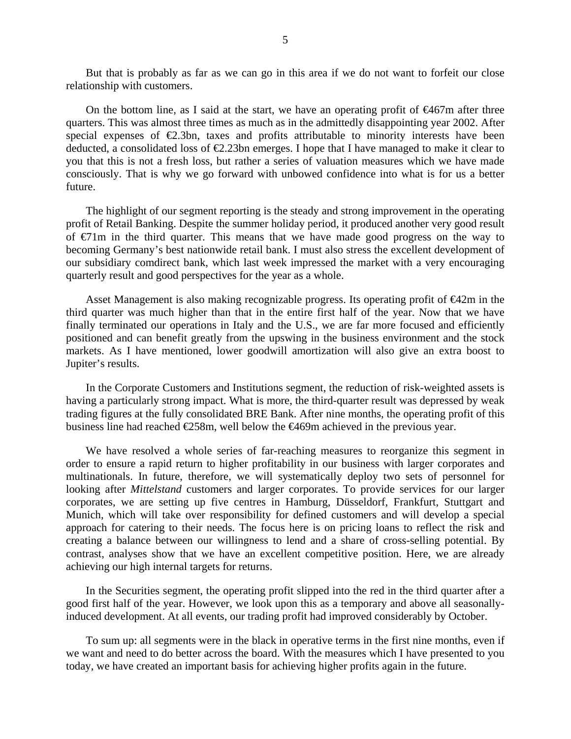But that is probably as far as we can go in this area if we do not want to forfeit our close relationship with customers.

On the bottom line, as I said at the start, we have an operating profit of €467m after three quarters. This was almost three times as much as in the admittedly disappointing year 2002. After special expenses of €2.3bn, taxes and profits attributable to minority interests have been deducted, a consolidated loss of €2.23bn emerges. I hope that I have managed to make it clear to you that this is not a fresh loss, but rather a series of valuation measures which we have made consciously. That is why we go forward with unbowed confidence into what is for us a better future.

The highlight of our segment reporting is the steady and strong improvement in the operating profit of Retail Banking. Despite the summer holiday period, it produced another very good result of €71m in the third quarter. This means that we have made good progress on the way to becoming Germany's best nationwide retail bank. I must also stress the excellent development of our subsidiary comdirect bank, which last week impressed the market with a very encouraging quarterly result and good perspectives for the year as a whole.

Asset Management is also making recognizable progress. Its operating profit of €42m in the third quarter was much higher than that in the entire first half of the year. Now that we have finally terminated our operations in Italy and the U.S., we are far more focused and efficiently positioned and can benefit greatly from the upswing in the business environment and the stock markets. As I have mentioned, lower goodwill amortization will also give an extra boost to Jupiter's results.

In the Corporate Customers and Institutions segment, the reduction of risk-weighted assets is having a particularly strong impact. What is more, the third-quarter result was depressed by weak trading figures at the fully consolidated BRE Bank. After nine months, the operating profit of this business line had reached €258m, well below the €469m achieved in the previous year.

We have resolved a whole series of far-reaching measures to reorganize this segment in order to ensure a rapid return to higher profitability in our business with larger corporates and multinationals. In future, therefore, we will systematically deploy two sets of personnel for looking after *Mittelstand* customers and larger corporates. To provide services for our larger corporates, we are setting up five centres in Hamburg, Düsseldorf, Frankfurt, Stuttgart and Munich, which will take over responsibility for defined customers and will develop a special approach for catering to their needs. The focus here is on pricing loans to reflect the risk and creating a balance between our willingness to lend and a share of cross-selling potential. By contrast, analyses show that we have an excellent competitive position. Here, we are already achieving our high internal targets for returns.

In the Securities segment, the operating profit slipped into the red in the third quarter after a good first half of the year. However, we look upon this as a temporary and above all seasonally-induced development. At all events, our trading profit had improved considerably by October.

To sum up: all segments were in the black in operative terms in the first nine months, even if we want and need to do better across the board. With the measures which I have presented to you today, we have created an important basis for achieving higher profits again in the future.